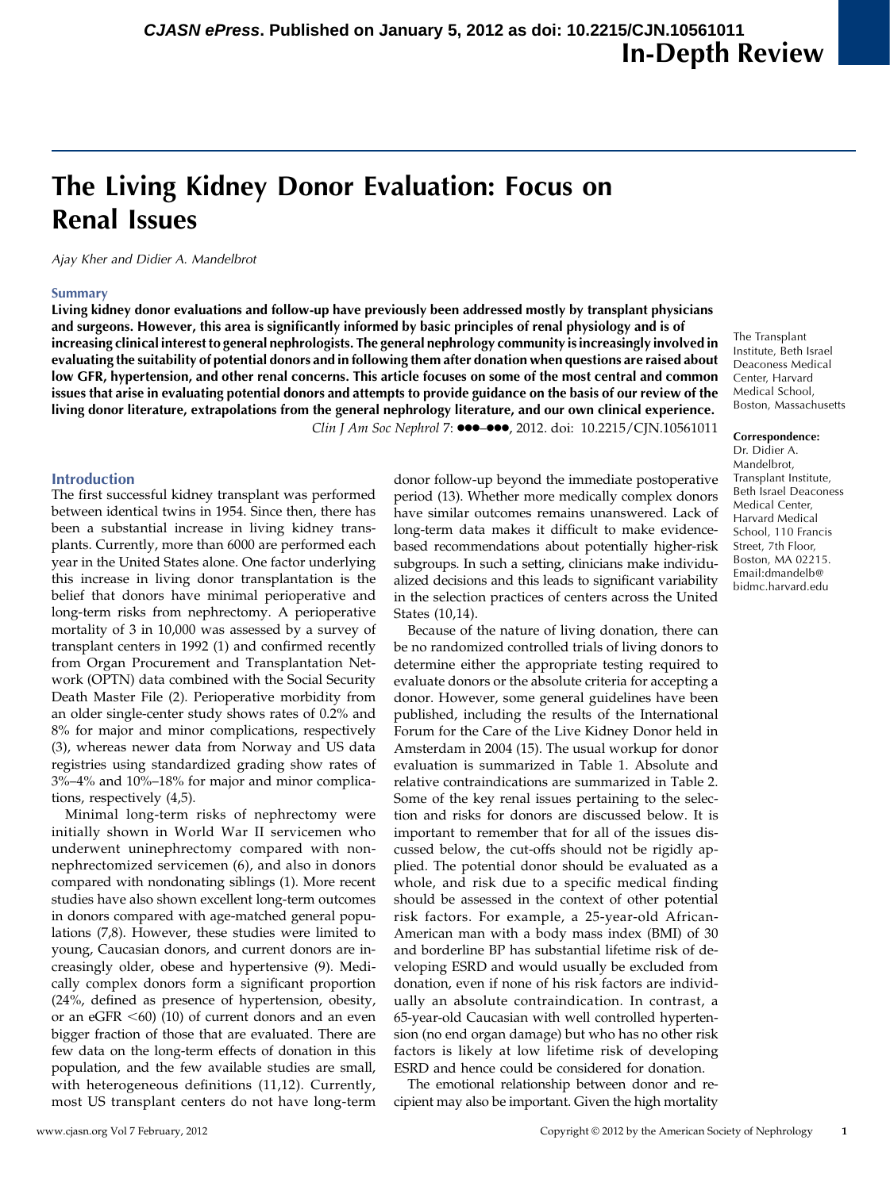In-Depth Review

# The Living Kidney Donor Evaluation: Focus on Renal Issues

*Ajay Kher and Didier A. Mandelbrot*

The Transplant Institute, Beth Israel Deaconess Medical Center, Harvard Medical School, Boston, Massachusetts

**Correspondence:** Dr. Didier A. Mandelbrot, Transplant Institute, Beth Israel Deaconess Medical Center, Harvard Medical School, 110 Francis Street, 7th Floor, Boston, MA 02215. Email:dmandelb@bidmc.harvard.edu

## Summary

**Living kidney donor evaluations and follow-up have previously been addressed mostly by transplant physicians and surgeons. However, this area is significantly informed by basic principles of renal physiology and is of increasing clinical interest to general nephrologists. The general nephrology community is increasingly involved in evaluating the suitability of potential donors and in following them after donation when questions are raised about low GFR, hypertension, and other renal concerns. This article focuses on some of the most central and common issues that arise in evaluating potential donors and attempts to provide guidance on the basis of our review of the living donor literature, extrapolations from the general nephrology literature, and our own clinical experience.**

*Clin J Am Soc Nephrol* 7: ●●●–●●●, 2012. doi: 10.2215/CJN.10561011

## Introduction

The first successful kidney transplant was performed between identical twins in 1954. Since then, there has been a substantial increase in living kidney transplants. Currently, more than 6000 are performed each year in the United States alone. One factor underlying this increase in living donor transplantation is the belief that donors have minimal perioperative and long-term risks from nephrectomy. A perioperative mortality of 3 in 10,000 was assessed by a survey of transplant centers in 1992 (1) and confirmed recently from Organ Procurement and Transplantation Network (OPTN) data combined with the Social Security Death Master File (2). Perioperative morbidity from an older single-center study shows rates of 0.2% and 8% for major and minor complications, respectively (3), whereas newer data from Norway and US data registries using standardized grading show rates of 3%–4% and 10%–18% for major and minor complications, respectively (4,5).

Minimal long-term risks of nephrectomy were initially shown in World War II servicemen who underwent uninephrectomy compared with non-nephrectomized servicemen (6), and also in donors compared with nondonating siblings (1). More recent studies have also shown excellent long-term outcomes in donors compared with age-matched general populations (7,8). However, these studies were limited to young, Caucasian donors, and current donors are increasingly older, obese and hypertensive (9). Medically complex donors form a significant proportion (24%, defined as presence of hypertension, obesity, or an eGFR <60) (10) of current donors and an even bigger fraction of those that are evaluated. There are few data on the long-term effects of donation in this population, and the few available studies are small, with heterogeneous definitions (11,12). Currently, most US transplant centers do not have long-term donor follow-up beyond the immediate postoperative period (13). Whether more medically complex donors have similar outcomes remains unanswered. Lack of long-term data makes it difficult to make evidence-based recommendations about potentially higher-risk subgroups. In such a setting, clinicians make individualized decisions and this leads to significant variability in the selection practices of centers across the United States (10,14).

Because of the nature of living donation, there can be no randomized controlled trials of living donors to determine either the appropriate testing required to evaluate donors or the absolute criteria for accepting a donor. However, some general guidelines have been published, including the results of the International Forum for the Care of the Live Kidney Donor held in Amsterdam in 2004 (15). The usual workup for donor evaluation is summarized in Table 1. Absolute and relative contraindications are summarized in Table 2. Some of the key renal issues pertaining to the selection and risks for donors are discussed below. It is important to remember that for all of the issues discussed below, the cut-offs should not be rigidly applied. The potential donor should be evaluated as a whole, and risk due to a specific medical finding should be assessed in the context of other potential risk factors. For example, a 25-year-old African-American man with a body mass index (BMI) of 30 and borderline BP has substantial lifetime risk of developing ESRD and would usually be excluded from donation, even if none of his risk factors are individually an absolute contraindication. In contrast, a 65-year-old Caucasian with well controlled hypertension (no end organ damage) but who has no other risk factors is likely at low lifetime risk of developing ESRD and hence could be considered for donation.

The emotional relationship between donor and recipient may also be important. Given the high mortality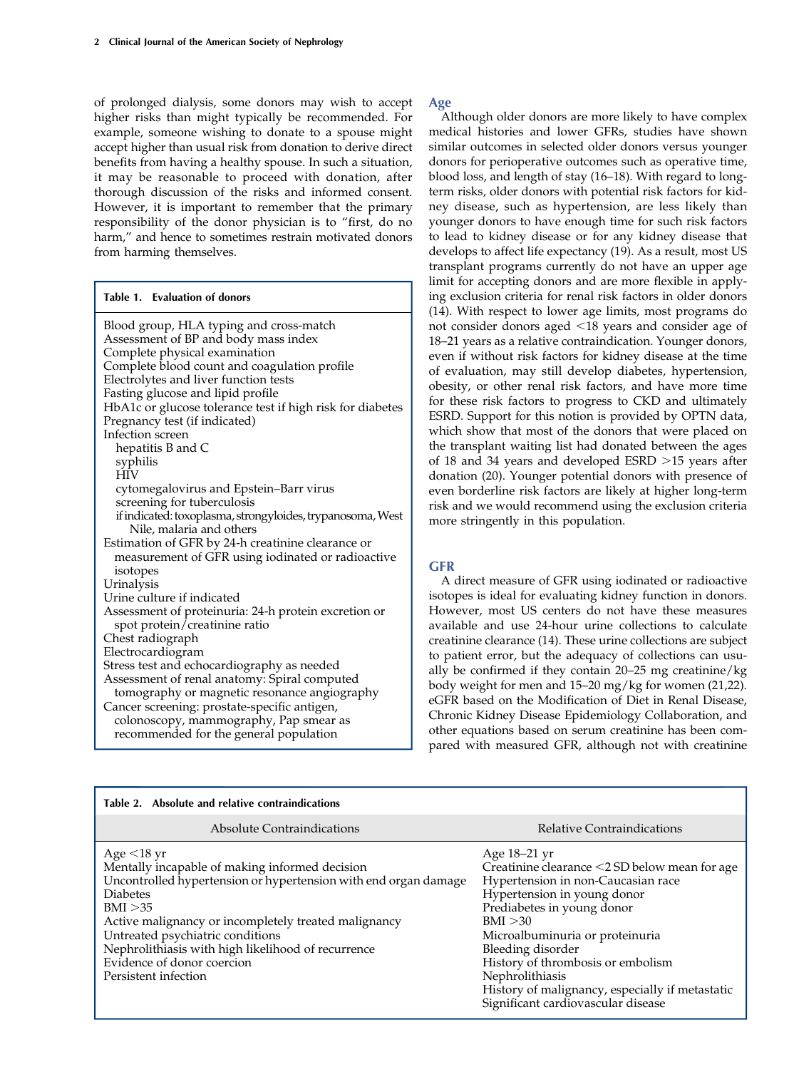of prolonged dialysis, some donors may wish to accept higher risks than might typically be recommended. For example, someone wishing to donate to a spouse might accept higher than usual risk from donation to derive direct benefits from having a healthy spouse. In such a situation, it may be reasonable to proceed with donation, after thorough discussion of the risks and informed consent. However, it is important to remember that the primary responsibility of the donor physician is to "first, do no harm," and hence to sometimes restrain motivated donors from harming themselves.

**Table 1. Evaluation of donors**

- Blood group, HLA typing and cross-match
- Assessment of BP and body mass index
- Complete physical examination
- Complete blood count and coagulation profile
- Electrolytes and liver function tests
- Fasting glucose and lipid profile
- HbA1c or glucose tolerance test if high risk for diabetes
- Pregnancy test (if indicated)
- Infection screen
  - hepatitis B and C
  - syphilis
  - HIV
  - cytomegalovirus and Epstein–Barr virus
  - screening for tuberculosis
  - if indicated: toxoplasma, strongyloides, trypanosoma, West Nile, malaria and others
- Estimation of GFR by 24-h creatinine clearance or measurement of GFR using iodinated or radioactive isotopes
- Urinalysis
- Urine culture if indicated
- Assessment of proteinuria: 24-h protein excretion or spot protein/creatinine ratio
- Chest radiograph
- Electrocardiogram
- Stress test and echocardiography as needed
- Assessment of renal anatomy: Spiral computed tomography or magnetic resonance angiography
- Cancer screening: prostate-specific antigen, colonoscopy, mammography, Pap smear as recommended for the general population

## Age

Although older donors are more likely to have complex medical histories and lower GFRs, studies have shown similar outcomes in selected older donors versus younger donors for perioperative outcomes such as operative time, blood loss, and length of stay (16–18). With regard to long-term risks, older donors with potential risk factors for kidney disease, such as hypertension, are less likely than younger donors to have enough time for such risk factors to lead to kidney disease or for any kidney disease that develops to affect life expectancy (19). As a result, most US transplant programs currently do not have an upper age limit for accepting donors and are more flexible in applying exclusion criteria for renal risk factors in older donors (14). With respect to lower age limits, most programs do not consider donors aged <18 years and consider age of 18–21 years as a relative contraindication. Younger donors, even if without risk factors for kidney disease at the time of evaluation, may still develop diabetes, hypertension, obesity, or other renal risk factors, and have more time for these risk factors to progress to CKD and ultimately ESRD. Support for this notion is provided by OPTN data, which show that most of the donors that were placed on the transplant waiting list had donated between the ages of 18 and 34 years and developed ESRD >15 years after donation (20). Younger potential donors with presence of even borderline risk factors are likely at higher long-term risk and we would recommend using the exclusion criteria more stringently in this population.

## GFR

A direct measure of GFR using iodinated or radioactive isotopes is ideal for evaluating kidney function in donors. However, most US centers do not have these measures available and use 24-hour urine collections to calculate creatinine clearance (14). These urine collections are subject to patient error, but the adequacy of collections can usually be confirmed if they contain 20–25 mg creatinine/kg body weight for men and 15–20 mg/kg for women (21,22). eGFR based on the Modification of Diet in Renal Disease, Chronic Kidney Disease Epidemiology Collaboration, and other equations based on serum creatinine has been compared with measured GFR, although not with creatinine

**Table 2. Absolute and relative contraindications**

| Absolute Contraindications | Relative Contraindications |
|---|---|
| Age <18 yr | Age 18–21 yr |
| Mentally incapable of making informed decision | Creatinine clearance <2 SD below mean for age |
| Uncontrolled hypertension or hypertension with end organ damage | Hypertension in non-Caucasian race |
| Diabetes | Hypertension in young donor |
| BMI >35 | Prediabetes in young donor |
| Active malignancy or incompletely treated malignancy | BMI >30 |
| Untreated psychiatric conditions | Microalbuminuria or proteinuria |
| Nephrolithiasis with high likelihood of recurrence | Bleeding disorder |
| Evidence of donor coercion | History of thrombosis or embolism |
| Persistent infection | Nephrolithiasis |
| | History of malignancy, especially if metastatic |
| | Significant cardiovascular disease |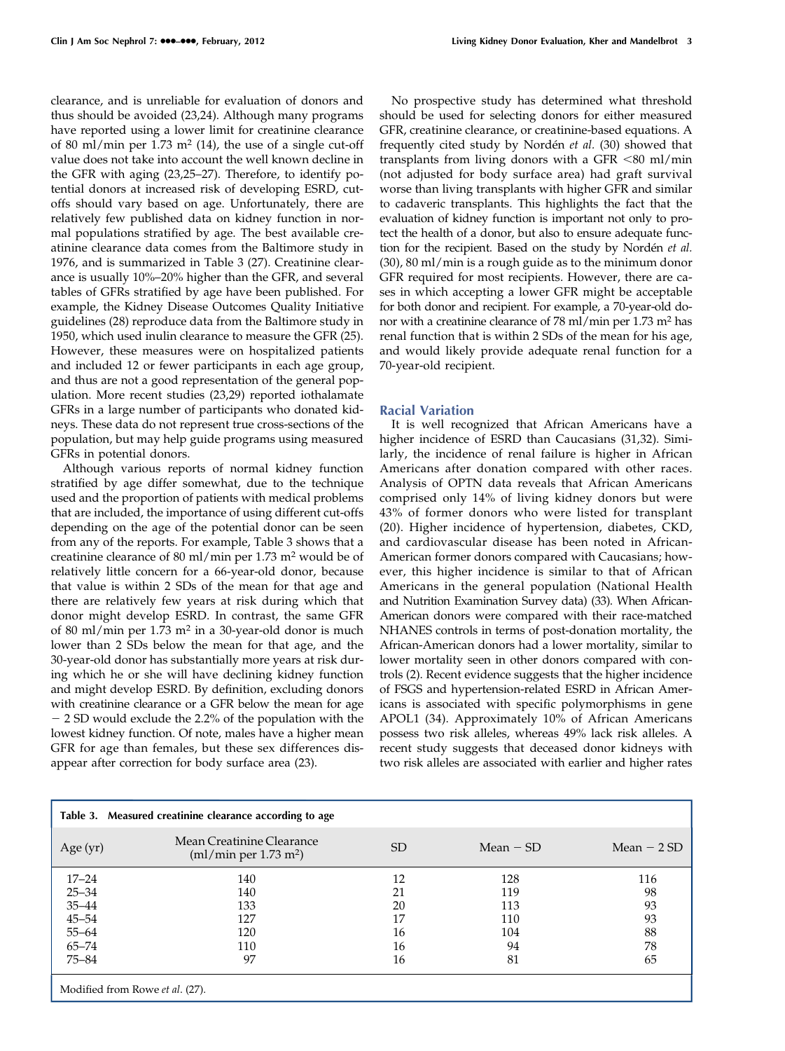clearance, and is unreliable for evaluation of donors and thus should be avoided (23,24). Although many programs have reported using a lower limit for creatinine clearance of 80 ml/min per 1.73 m$^2$ (14), the use of a single cut-off value does not take into account the well known decline in the GFR with aging (23,25–27). Therefore, to identify potential donors at increased risk of developing ESRD, cutoffs should vary based on age. Unfortunately, there are relatively few published data on kidney function in normal populations stratified by age. The best available creatinine clearance data comes from the Baltimore study in 1976, and is summarized in Table 3 (27). Creatinine clearance is usually 10%–20% higher than the GFR, and several tables of GFRs stratified by age have been published. For example, the Kidney Disease Outcomes Quality Initiative guidelines (28) reproduce data from the Baltimore study in 1950, which used inulin clearance to measure the GFR (25). However, these measures were on hospitalized patients and included 12 or fewer participants in each age group, and thus are not a good representation of the general population. More recent studies (23,29) reported iothalamate GFRs in a large number of participants who donated kidneys. These data do not represent true cross-sections of the population, but may help guide programs using measured GFRs in potential donors.

Although various reports of normal kidney function stratified by age differ somewhat, due to the technique used and the proportion of patients with medical problems that are included, the importance of using different cut-offs depending on the age of the potential donor can be seen from any of the reports. For example, Table 3 shows that a creatinine clearance of 80 ml/min per 1.73 m$^2$ would be of relatively little concern for a 66-year-old donor, because that value is within 2 SDs of the mean for that age and there are relatively few years at risk during which that donor might develop ESRD. In contrast, the same GFR of 80 ml/min per 1.73 m$^2$ in a 30-year-old donor is much lower than 2 SDs below the mean for that age, and the 30-year-old donor has substantially more years at risk during which he or she will have declining kidney function and might develop ESRD. By definition, excluding donors with creatinine clearance or a GFR below the mean for age − 2 SD would exclude the 2.2% of the population with the lowest kidney function. Of note, males have a higher mean GFR for age than females, but these sex differences disappear after correction for body surface area (23).

No prospective study has determined what threshold should be used for selecting donors for either measured GFR, creatinine clearance, or creatinine-based equations. A frequently cited study by Nordén *et al.* (30) showed that transplants from living donors with a GFR <80 ml/min (not adjusted for body surface area) had graft survival worse than living transplants with higher GFR and similar to cadaveric transplants. This highlights the fact that the evaluation of kidney function is important not only to protect the health of a donor, but also to ensure adequate function for the recipient. Based on the study by Nordén *et al.* (30), 80 ml/min is a rough guide as to the minimum donor GFR required for most recipients. However, there are cases in which accepting a lower GFR might be acceptable for both donor and recipient. For example, a 70-year-old donor with a creatinine clearance of 78 ml/min per 1.73 m$^2$ has renal function that is within 2 SDs of the mean for his age, and would likely provide adequate renal function for a 70-year-old recipient.

## Racial Variation

It is well recognized that African Americans have a higher incidence of ESRD than Caucasians (31,32). Similarly, the incidence of renal failure is higher in African Americans after donation compared with other races. Analysis of OPTN data reveals that African Americans comprised only 14% of living kidney donors but were 43% of former donors who were listed for transplant (20). Higher incidence of hypertension, diabetes, CKD, and cardiovascular disease has been noted in African-American former donors compared with Caucasians; however, this higher incidence is similar to that of African Americans in the general population (National Health and Nutrition Examination Survey data) (33). When African-American donors were compared with their race-matched NHANES controls in terms of post-donation mortality, the African-American donors had a lower mortality, similar to lower mortality seen in other donors compared with controls (2). Recent evidence suggests that the higher incidence of FSGS and hypertension-related ESRD in African Americans is associated with specific polymorphisms in gene APOL1 (34). Approximately 10% of African Americans possess two risk alleles, whereas 49% lack risk alleles. A recent study suggests that deceased donor kidneys with two risk alleles are associated with earlier and higher rates

**Table 3. Measured creatinine clearance according to age**

| Age (yr) | Mean Creatinine Clearance (ml/min per 1.73 m$^2$) | SD | Mean − SD | Mean − 2 SD |
|---|---|---|---|---|
| 17–24 | 140 | 12 | 128 | 116 |
| 25–34 | 140 | 21 | 119 | 98 |
| 35–44 | 133 | 20 | 113 | 93 |
| 45–54 | 127 | 17 | 110 | 93 |
| 55–64 | 120 | 16 | 104 | 88 |
| 65–74 | 110 | 16 | 94 | 78 |
| 75–84 | 97 | 16 | 81 | 65 |

Modified from Rowe *et al.* (27).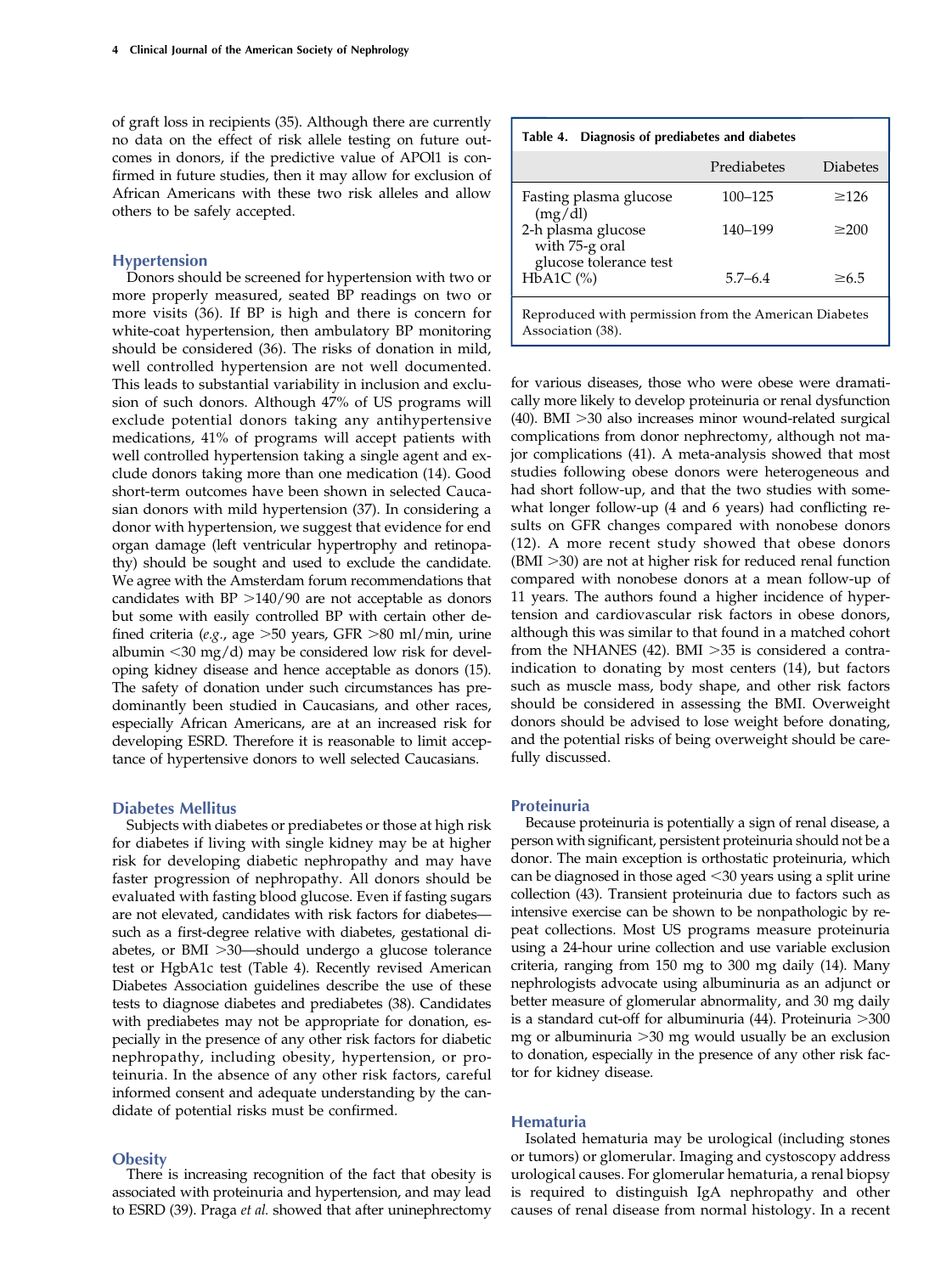of graft loss in recipients (35). Although there are currently no data on the effect of risk allele testing on future outcomes in donors, if the predictive value of APOl1 is confirmed in future studies, then it may allow for exclusion of African Americans with these two risk alleles and allow others to be safely accepted.

### Hypertension

Donors should be screened for hypertension with two or more properly measured, seated BP readings on two or more visits (36). If BP is high and there is concern for white-coat hypertension, then ambulatory BP monitoring should be considered (36). The risks of donation in mild, well controlled hypertension are not well documented. This leads to substantial variability in inclusion and exclusion of such donors. Although 47% of US programs will exclude potential donors taking any antihypertensive medications, 41% of programs will accept patients with well controlled hypertension taking a single agent and exclude donors taking more than one medication (14). Good short-term outcomes have been shown in selected Caucasian donors with mild hypertension (37). In considering a donor with hypertension, we suggest that evidence for end organ damage (left ventricular hypertrophy and retinopathy) should be sought and used to exclude the candidate. We agree with the Amsterdam forum recommendations that candidates with BP >140/90 are not acceptable as donors but some with easily controlled BP with certain other defined criteria (*e.g.*, age >50 years, GFR >80 ml/min, urine albumin <30 mg/d) may be considered low risk for developing kidney disease and hence acceptable as donors (15). The safety of donation under such circumstances has predominantly been studied in Caucasians, and other races, especially African Americans, are at an increased risk for developing ESRD. Therefore it is reasonable to limit acceptance of hypertensive donors to well selected Caucasians.

### Diabetes Mellitus

Subjects with diabetes or prediabetes or those at high risk for diabetes if living with single kidney may be at higher risk for developing diabetic nephropathy and may have faster progression of nephropathy. All donors should be evaluated with fasting blood glucose. Even if fasting sugars are not elevated, candidates with risk factors for diabetes—such as a first-degree relative with diabetes, gestational diabetes, or BMI >30—should undergo a glucose tolerance test or HgbA1c test (Table 4). Recently revised American Diabetes Association guidelines describe the use of these tests to diagnose diabetes and prediabetes (38). Candidates with prediabetes may not be appropriate for donation, especially in the presence of any other risk factors for diabetic nephropathy, including obesity, hypertension, or proteinuria. In the absence of any other risk factors, careful informed consent and adequate understanding by the candidate of potential risks must be confirmed.

**Table 4. Diagnosis of prediabetes and diabetes**

| | Prediabetes | Diabetes |
|---|---|---|
| Fasting plasma glucose (mg/dl) | 100–125 | ≥126 |
| 2-h plasma glucose with 75-g oral glucose tolerance test | 140–199 | ≥200 |
| HbA1C (%) | 5.7–6.4 | ≥6.5 |

Reproduced with permission from the American Diabetes Association (38).

### Obesity

There is increasing recognition of the fact that obesity is associated with proteinuria and hypertension, and may lead to ESRD (39). Praga *et al.* showed that after uninephrectomy for various diseases, those who were obese were dramatically more likely to develop proteinuria or renal dysfunction (40). BMI >30 also increases minor wound-related surgical complications from donor nephrectomy, although not major complications (41). A meta-analysis showed that most studies following obese donors were heterogeneous and had short follow-up, and that the two studies with somewhat longer follow-up (4 and 6 years) had conflicting results on GFR changes compared with nonobese donors (12). A more recent study showed that obese donors (BMI >30) are not at higher risk for reduced renal function compared with nonobese donors at a mean follow-up of 11 years. The authors found a higher incidence of hypertension and cardiovascular risk factors in obese donors, although this was similar to that found in a matched cohort from the NHANES (42). BMI >35 is considered a contraindication to donating by most centers (14), but factors such as muscle mass, body shape, and other risk factors should be considered in assessing the BMI. Overweight donors should be advised to lose weight before donating, and the potential risks of being overweight should be carefully discussed.

### Proteinuria

Because proteinuria is potentially a sign of renal disease, a person with significant, persistent proteinuria should not be a donor. The main exception is orthostatic proteinuria, which can be diagnosed in those aged <30 years using a split urine collection (43). Transient proteinuria due to factors such as intensive exercise can be shown to be nonpathologic by repeat collections. Most US programs measure proteinuria using a 24-hour urine collection and use variable exclusion criteria, ranging from 150 mg to 300 mg daily (14). Many nephrologists advocate using albuminuria as an adjunct or better measure of glomerular abnormality, and 30 mg daily is a standard cut-off for albuminuria (44). Proteinuria >300 mg or albuminuria >30 mg would usually be an exclusion to donation, especially in the presence of any other risk factor for kidney disease.

### Hematuria

Isolated hematuria may be urological (including stones or tumors) or glomerular. Imaging and cystoscopy address urological causes. For glomerular hematuria, a renal biopsy is required to distinguish IgA nephropathy and other causes of renal disease from normal histology. In a recent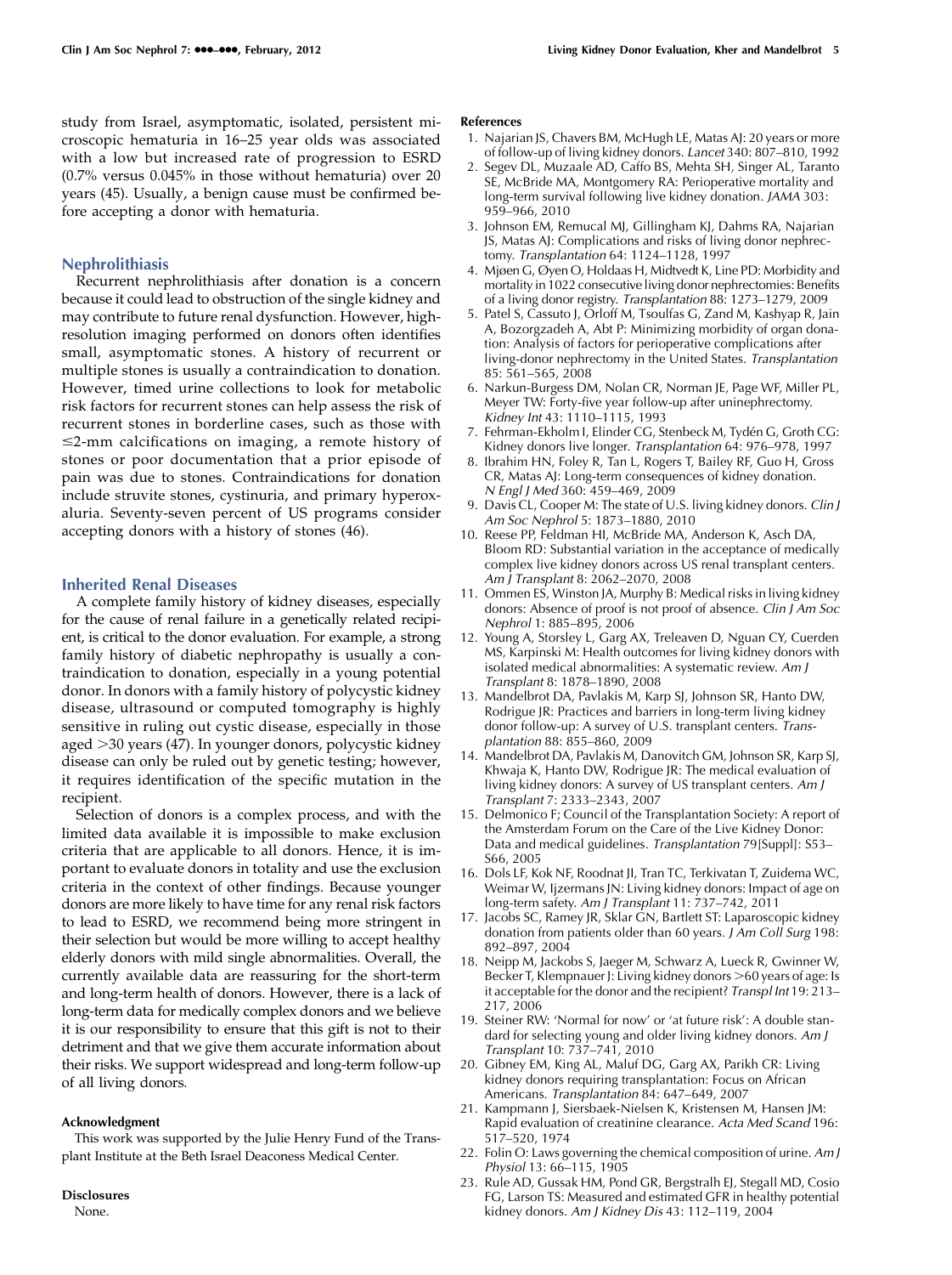study from Israel, asymptomatic, isolated, persistent microscopic hematuria in 16–25 year olds was associated with a low but increased rate of progression to ESRD (0.7% versus 0.045% in those without hematuria) over 20 years (45). Usually, a benign cause must be confirmed before accepting a donor with hematuria.

## Nephrolithiasis

Recurrent nephrolithiasis after donation is a concern because it could lead to obstruction of the single kidney and may contribute to future renal dysfunction. However, high-resolution imaging performed on donors often identifies small, asymptomatic stones. A history of recurrent or multiple stones is usually a contraindication to donation. However, timed urine collections to look for metabolic risk factors for recurrent stones can help assess the risk of recurrent stones in borderline cases, such as those with ≤2-mm calcifications on imaging, a remote history of stones or poor documentation that a prior episode of pain was due to stones. Contraindications for donation include struvite stones, cystinuria, and primary hyperoxaluria. Seventy-seven percent of US programs consider accepting donors with a history of stones (46).

## Inherited Renal Diseases

A complete family history of kidney diseases, especially for the cause of renal failure in a genetically related recipient, is critical to the donor evaluation. For example, a strong family history of diabetic nephropathy is usually a contraindication to donation, especially in a young potential donor. In donors with a family history of polycystic kidney disease, ultrasound or computed tomography is highly sensitive in ruling out cystic disease, especially in those aged >30 years (47). In younger donors, polycystic kidney disease can only be ruled out by genetic testing; however, it requires identification of the specific mutation in the recipient.

Selection of donors is a complex process, and with the limited data available it is impossible to make exclusion criteria that are applicable to all donors. Hence, it is important to evaluate donors in totality and use the exclusion criteria in the context of other findings. Because younger donors are more likely to have time for any renal risk factors to lead to ESRD, we recommend being more stringent in their selection but would be more willing to accept healthy elderly donors with mild single abnormalities. Overall, the currently available data are reassuring for the short-term and long-term health of donors. However, there is a lack of long-term data for medically complex donors and we believe it is our responsibility to ensure that this gift is not to their detriment and that we give them accurate information about their risks. We support widespread and long-term follow-up of all living donors.

#### Acknowledgment

This work was supported by the Julie Henry Fund of the Transplant Institute at the Beth Israel Deaconess Medical Center.

#### Disclosures

None.

#### References

1. Najarian JS, Chavers BM, McHugh LE, Matas AJ: 20 years or more of follow-up of living kidney donors. *Lancet* 340: 807–810, 1992
2. Segev DL, Muzaale AD, Caffo BS, Mehta SH, Singer AL, Taranto SE, McBride MA, Montgomery RA: Perioperative mortality and long-term survival following live kidney donation. *JAMA* 303: 959–966, 2010
3. Johnson EM, Remucal MJ, Gillingham KJ, Dahms RA, Najarian JS, Matas AJ: Complications and risks of living donor nephrectomy. *Transplantation* 64: 1124–1128, 1997
4. Mjøen G, Øyen O, Holdaas H, Midtvedt K, Line PD: Morbidity and mortality in 1022 consecutive living donor nephrectomies: Benefits of a living donor registry. *Transplantation* 88: 1273–1279, 2009
5. Patel S, Cassuto J, Orloff M, Tsoulfas G, Zand M, Kashyap R, Jain A, Bozorgzadeh A, Abt P: Minimizing morbidity of organ donation: Analysis of factors for perioperative complications after living-donor nephrectomy in the United States. *Transplantation* 85: 561–565, 2008
6. Narkun-Burgess DM, Nolan CR, Norman JE, Page WF, Miller PL, Meyer TW: Forty-five year follow-up after uninephrectomy. *Kidney Int* 43: 1110–1115, 1993
7. Fehrman-Ekholm I, Elinder CG, Stenbeck M, Tydén G, Groth CG: Kidney donors live longer. *Transplantation* 64: 976–978, 1997
8. Ibrahim HN, Foley R, Tan L, Rogers T, Bailey RF, Guo H, Gross CR, Matas AJ: Long-term consequences of kidney donation. *N Engl J Med* 360: 459–469, 2009
9. Davis CL, Cooper M: The state of U.S. living kidney donors. *Clin J Am Soc Nephrol* 5: 1873–1880, 2010
10. Reese PP, Feldman HI, McBride MA, Anderson K, Asch DA, Bloom RD: Substantial variation in the acceptance of medically complex live kidney donors across US renal transplant centers. *Am J Transplant* 8: 2062–2070, 2008
11. Ommen ES, Winston JA, Murphy B: Medical risks in living kidney donors: Absence of proof is not proof of absence. *Clin J Am Soc Nephrol* 1: 885–895, 2006
12. Young A, Storsley L, Garg AX, Treleaven D, Nguan CY, Cuerden MS, Karpinski M: Health outcomes for living kidney donors with isolated medical abnormalities: A systematic review. *Am J Transplant* 8: 1878–1890, 2008
13. Mandelbrot DA, Pavlakis M, Karp SJ, Johnson SR, Hanto DW, Rodrigue JR: Practices and barriers in long-term living kidney donor follow-up: A survey of U.S. transplant centers. *Transplantation* 88: 855–860, 2009
14. Mandelbrot DA, Pavlakis M, Danovitch GM, Johnson SR, Karp SJ, Khwaja K, Hanto DW, Rodrigue JR: The medical evaluation of living kidney donors: A survey of US transplant centers. *Am J Transplant* 7: 2333–2343, 2007
15. Delmonico F; Council of the Transplantation Society: A report of the Amsterdam Forum on the Care of the Live Kidney Donor: Data and medical guidelines. *Transplantation* 79[Suppl]: S53–S66, 2005
16. Dols LF, Kok NF, Roodnat JI, Tran TC, Terkivatan T, Zuidema WC, Weimar W, Ijzermans JN: Living kidney donors: Impact of age on long-term safety. *Am J Transplant* 11: 737–742, 2011
17. Jacobs SC, Ramey JR, Sklar GN, Bartlett ST: Laparoscopic kidney donation from patients older than 60 years. *J Am Coll Surg* 198: 892–897, 2004
18. Neipp M, Jackobs S, Jaeger M, Schwarz A, Lueck R, Gwinner W, Becker T, Klempnauer J: Living kidney donors >60 years of age: Is it acceptable for the donor and the recipient? *Transpl Int* 19: 213–217, 2006
19. Steiner RW: 'Normal for now' or 'at future risk': A double standard for selecting young and older living kidney donors. *Am J Transplant* 10: 737–741, 2010
20. Gibney EM, King AL, Maluf DG, Garg AX, Parikh CR: Living kidney donors requiring transplantation: Focus on African Americans. *Transplantation* 84: 647–649, 2007
21. Kampmann J, Siersbaek-Nielsen K, Kristensen M, Hansen JM: Rapid evaluation of creatinine clearance. *Acta Med Scand* 196: 517–520, 1974
22. Folin O: Laws governing the chemical composition of urine. *Am J Physiol* 13: 66–115, 1905
23. Rule AD, Gussak HM, Pond GR, Bergstralh EJ, Stegall MD, Cosio FG, Larson TS: Measured and estimated GFR in healthy potential kidney donors. *Am J Kidney Dis* 43: 112–119, 2004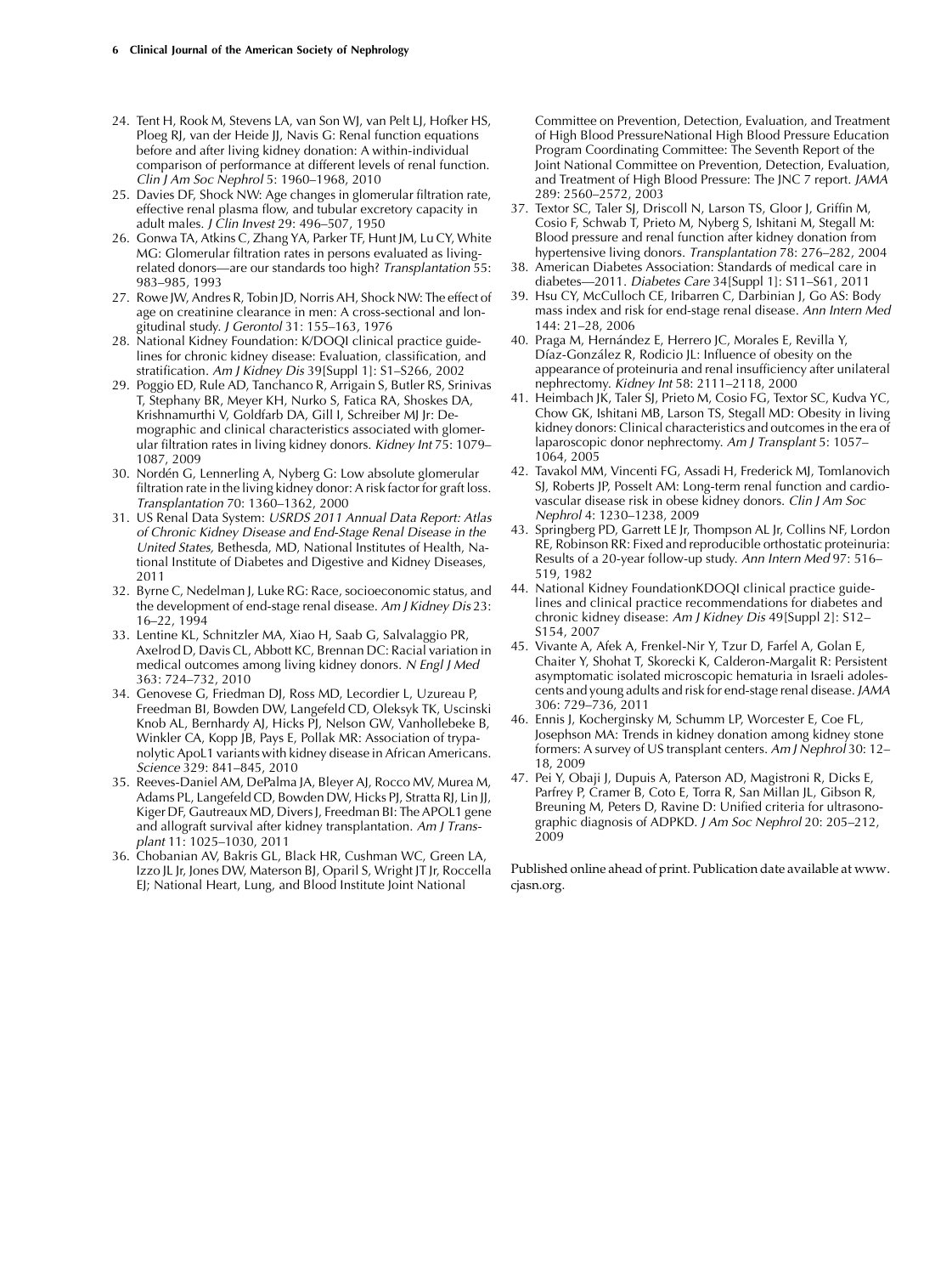24. Tent H, Rook M, Stevens LA, van Son WJ, van Pelt LJ, Hofker HS, Ploeg RJ, van der Heide JJ, Navis G: Renal function equations before and after living kidney donation: A within-individual comparison of performance at different levels of renal function. *Clin J Am Soc Nephrol* 5: 1960–1968, 2010
25. Davies DF, Shock NW: Age changes in glomerular filtration rate, effective renal plasma flow, and tubular excretory capacity in adult males. *J Clin Invest* 29: 496–507, 1950
26. Gonwa TA, Atkins C, Zhang YA, Parker TF, Hunt JM, Lu CY, White MG: Glomerular filtration rates in persons evaluated as living-related donors—are our standards too high? *Transplantation* 55: 983–985, 1993
27. Rowe JW, Andres R, Tobin JD, Norris AH, Shock NW: The effect of age on creatinine clearance in men: A cross-sectional and longitudinal study. *J Gerontol* 31: 155–163, 1976
28. National Kidney Foundation: K/DOQI clinical practice guidelines for chronic kidney disease: Evaluation, classification, and stratification. *Am J Kidney Dis* 39[Suppl 1]: S1–S266, 2002
29. Poggio ED, Rule AD, Tanchanco R, Arrigain S, Butler RS, Srinivas T, Stephany BR, Meyer KH, Nurko S, Fatica RA, Shoskes DA, Krishnamurthi V, Goldfarb DA, Gill I, Schreiber MJ Jr: Demographic and clinical characteristics associated with glomerular filtration rates in living kidney donors. *Kidney Int* 75: 1079–1087, 2009
30. Nordén G, Lennerling A, Nyberg G: Low absolute glomerular filtration rate in the living kidney donor: A risk factor for graft loss. *Transplantation* 70: 1360–1362, 2000
31. US Renal Data System: *USRDS 2011 Annual Data Report: Atlas of Chronic Kidney Disease and End-Stage Renal Disease in the United States,* Bethesda, MD, National Institutes of Health, National Institute of Diabetes and Digestive and Kidney Diseases, 2011
32. Byrne C, Nedelman J, Luke RG: Race, socioeconomic status, and the development of end-stage renal disease. *Am J Kidney Dis* 23: 16–22, 1994
33. Lentine KL, Schnitzler MA, Xiao H, Saab G, Salvalaggio PR, Axelrod D, Davis CL, Abbott KC, Brennan DC: Racial variation in medical outcomes among living kidney donors. *N Engl J Med* 363: 724–732, 2010
34. Genovese G, Friedman DJ, Ross MD, Lecordier L, Uzureau P, Freedman BI, Bowden DW, Langefeld CD, Oleksyk TK, Uscinski Knob AL, Bernhardy AJ, Hicks PJ, Nelson GW, Vanhollebeke B, Winkler CA, Kopp JB, Pays E, Pollak MR: Association of trypanolytic ApoL1 variants with kidney disease in African Americans. *Science* 329: 841–845, 2010
35. Reeves-Daniel AM, DePalma JA, Bleyer AJ, Rocco MV, Murea M, Adams PL, Langefeld CD, Bowden DW, Hicks PJ, Stratta RJ, Lin JJ, Kiger DF, Gautreaux MD, Divers J, Freedman BI: The APOL1 gene and allograft survival after kidney transplantation. *Am J Transplant* 11: 1025–1030, 2011
36. Chobanian AV, Bakris GL, Black HR, Cushman WC, Green LA, Izzo JL Jr, Jones DW, Materson BJ, Oparil S, Wright JT Jr, Roccella EJ; National Heart, Lung, and Blood Institute Joint National Committee on Prevention, Detection, Evaluation, and Treatment of High Blood PressureNational High Blood Pressure Education Program Coordinating Committee: The Seventh Report of the Joint National Committee on Prevention, Detection, Evaluation, and Treatment of High Blood Pressure: The JNC 7 report. *JAMA* 289: 2560–2572, 2003
37. Textor SC, Taler SJ, Driscoll N, Larson TS, Gloor J, Griffin M, Cosio F, Schwab T, Prieto M, Nyberg S, Ishitani M, Stegall M: Blood pressure and renal function after kidney donation from hypertensive living donors. *Transplantation* 78: 276–282, 2004
38. American Diabetes Association: Standards of medical care in diabetes—2011. *Diabetes Care* 34[Suppl 1]: S11–S61, 2011
39. Hsu CY, McCulloch CE, Iribarren C, Darbinian J, Go AS: Body mass index and risk for end-stage renal disease. *Ann Intern Med* 144: 21–28, 2006
40. Praga M, Hernández E, Herrero JC, Morales E, Revilla Y, Díaz-González R, Rodicio JL: Influence of obesity on the appearance of proteinuria and renal insufficiency after unilateral nephrectomy. *Kidney Int* 58: 2111–2118, 2000
41. Heimbach JK, Taler SJ, Prieto M, Cosio FG, Textor SC, Kudva YC, Chow GK, Ishitani MB, Larson TS, Stegall MD: Obesity in living kidney donors: Clinical characteristics and outcomes in the era of laparoscopic donor nephrectomy. *Am J Transplant* 5: 1057–1064, 2005
42. Tavakol MM, Vincenti FG, Assadi H, Frederick MJ, Tomlanovich SJ, Roberts JP, Posselt AM: Long-term renal function and cardiovascular disease risk in obese kidney donors. *Clin J Am Soc Nephrol* 4: 1230–1238, 2009
43. Springberg PD, Garrett LE Jr, Thompson AL Jr, Collins NF, Lordon RE, Robinson RR: Fixed and reproducible orthostatic proteinuria: Results of a 20-year follow-up study. *Ann Intern Med* 97: 516–519, 1982
44. National Kidney FoundationKDOQI clinical practice guidelines and clinical practice recommendations for diabetes and chronic kidney disease: *Am J Kidney Dis* 49[Suppl 2]: S12–S154, 2007
45. Vivante A, Afek A, Frenkel-Nir Y, Tzur D, Farfel A, Golan E, Chaiter Y, Shohat T, Skorecki K, Calderon-Margalit R: Persistent asymptomatic isolated microscopic hematuria in Israeli adolescents and young adults and risk for end-stage renal disease. *JAMA* 306: 729–736, 2011
46. Ennis J, Kocherginsky M, Schumm LP, Worcester E, Coe FL, Josephson MA: Trends in kidney donation among kidney stone formers: A survey of US transplant centers. *Am J Nephrol* 30: 12–18, 2009
47. Pei Y, Obaji J, Dupuis A, Paterson AD, Magistroni R, Dicks E, Parfrey P, Cramer B, Coto E, Torra R, San Millan JL, Gibson R, Breuning M, Peters D, Ravine D: Unified criteria for ultrasonographic diagnosis of ADPKD. *J Am Soc Nephrol* 20: 205–212, 2009

Published online ahead of print. Publication date available at www.cjasn.org.